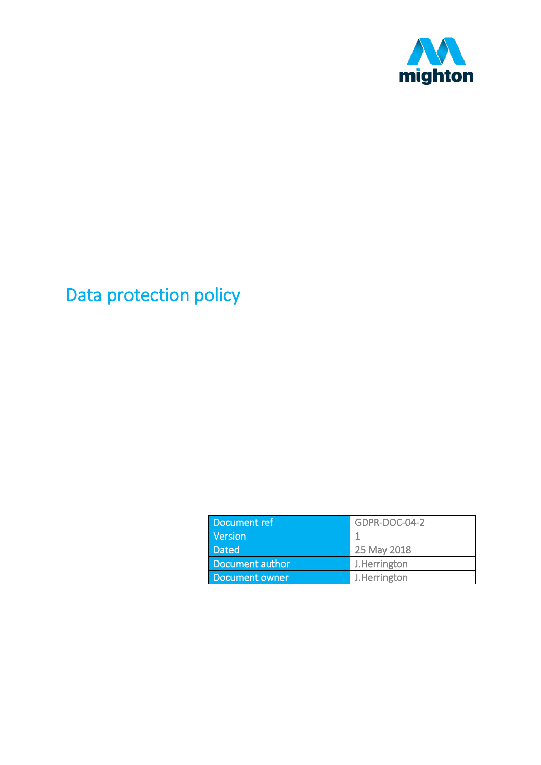mighton

# Data protection policy

| Document ref | GDPR-DOC-04-2 |
| --- | --- |
| Version | 1 |
| Dated | 25 May 2018 |
| Document author | J.Herrington |
| Document owner | J.Herrington |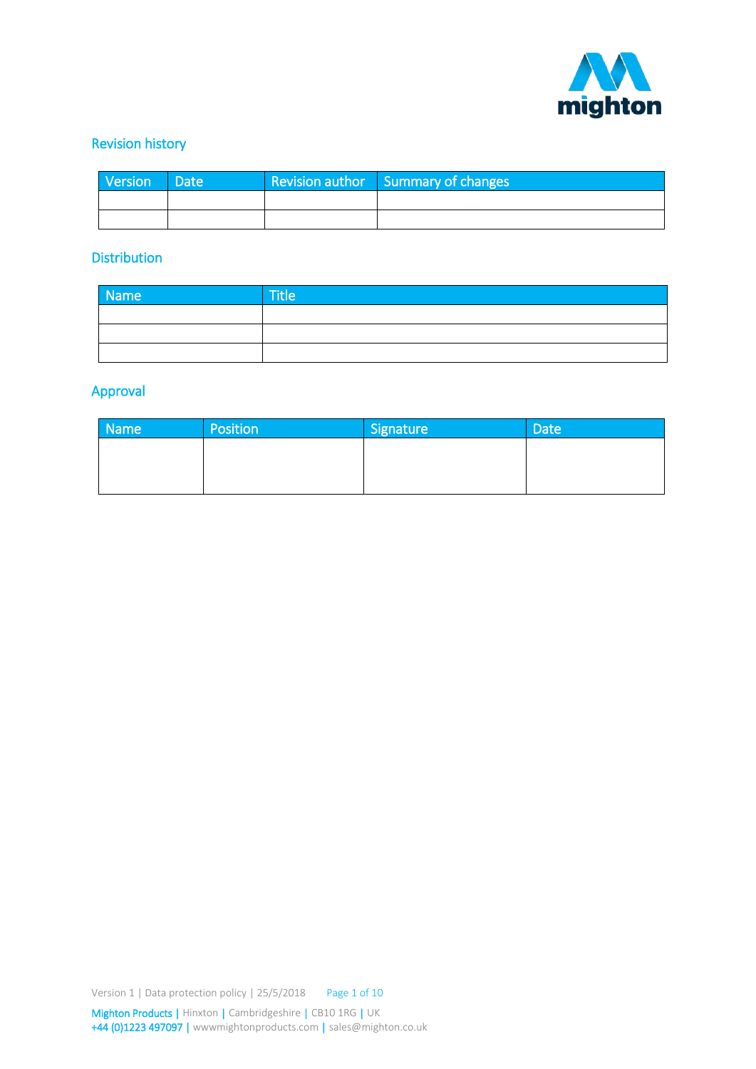## Revision history

| Version | Date | Revision author | Summary of changes |
| --- | --- | --- | --- |
| | | | |
| | | | |

## Distribution

| Name | Title |
| --- | --- |
| | |
| | |
| | |

## Approval

| Name | Position | Signature | Date |
| --- | --- | --- | --- |
| | | | |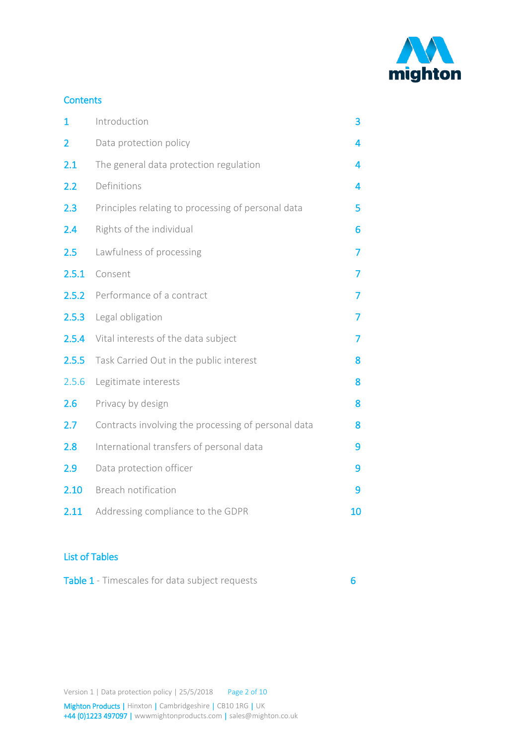## Contents

| | | |
|---|---|---|
| 1 | Introduction | 3 |
| 2 | Data protection policy | 4 |
| 2.1 | The general data protection regulation | 4 |
| 2.2 | Definitions | 4 |
| 2.3 | Principles relating to processing of personal data | 5 |
| 2.4 | Rights of the individual | 6 |
| 2.5 | Lawfulness of processing | 7 |
| 2.5.1 | Consent | 7 |
| 2.5.2 | Performance of a contract | 7 |
| 2.5.3 | Legal obligation | 7 |
| 2.5.4 | Vital interests of the data subject | 7 |
| 2.5.5 | Task Carried Out in the public interest | 8 |
| 2.5.6 | Legitimate interests | 8 |
| 2.6 | Privacy by design | 8 |
| 2.7 | Contracts involving the processing of personal data | 8 |
| 2.8 | International transfers of personal data | 9 |
| 2.9 | Data protection officer | 9 |
| 2.10 | Breach notification | 9 |
| 2.11 | Addressing compliance to the GDPR | 10 |

## List of Tables

Table 1 - Timescales for data subject requests 6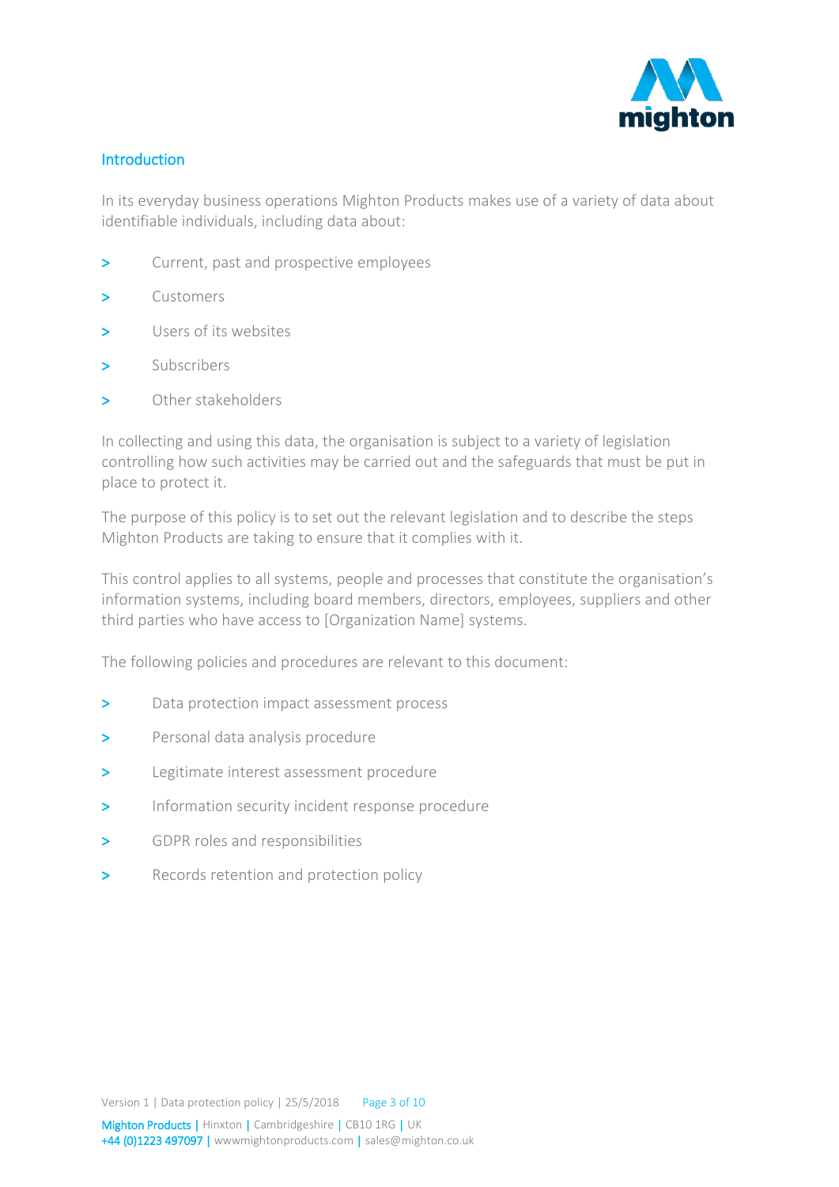## Introduction

In its everyday business operations Mighton Products makes use of a variety of data about identifiable individuals, including data about:

- Current, past and prospective employees
- Customers
- Users of its websites
- Subscribers
- Other stakeholders

In collecting and using this data, the organisation is subject to a variety of legislation controlling how such activities may be carried out and the safeguards that must be put in place to protect it.

The purpose of this policy is to set out the relevant legislation and to describe the steps Mighton Products are taking to ensure that it complies with it.

This control applies to all systems, people and processes that constitute the organisation's information systems, including board members, directors, employees, suppliers and other third parties who have access to [Organization Name] systems.

The following policies and procedures are relevant to this document:

- Data protection impact assessment process
- Personal data analysis procedure
- Legitimate interest assessment procedure
- Information security incident response procedure
- GDPR roles and responsibilities
- Records retention and protection policy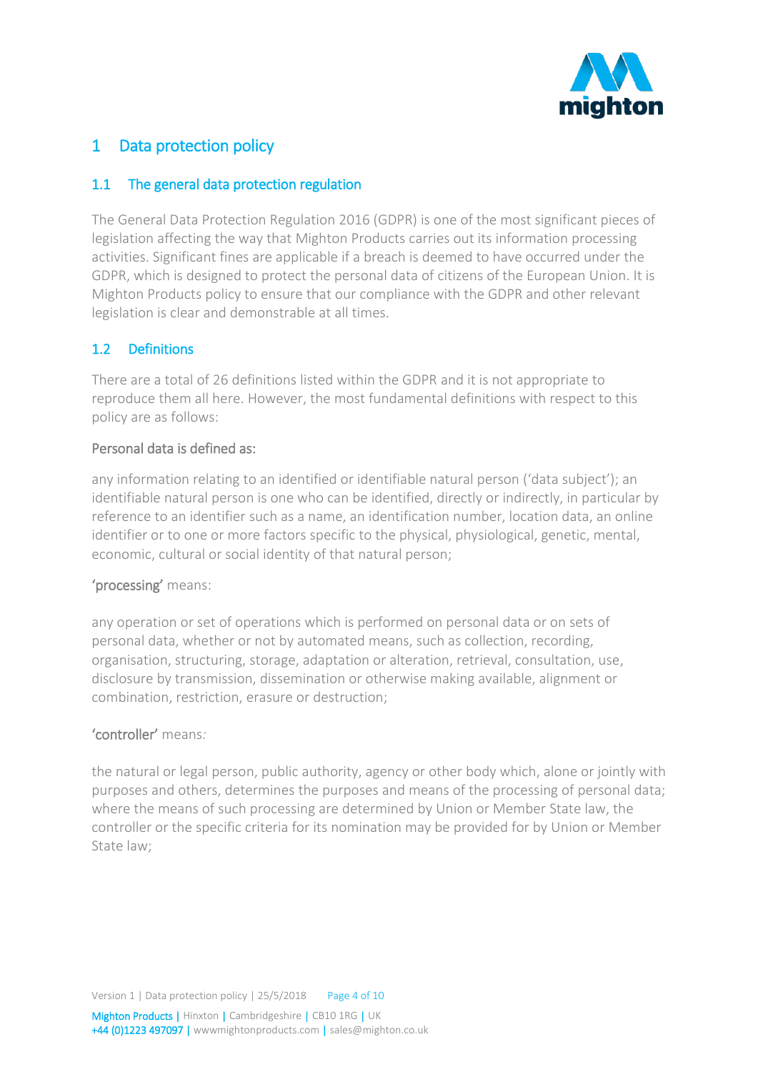# 1 Data protection policy

## 1.1 The general data protection regulation

The General Data Protection Regulation 2016 (GDPR) is one of the most significant pieces of legislation affecting the way that Mighton Products carries out its information processing activities. Significant fines are applicable if a breach is deemed to have occurred under the GDPR, which is designed to protect the personal data of citizens of the European Union. It is Mighton Products policy to ensure that our compliance with the GDPR and other relevant legislation is clear and demonstrable at all times.

## 1.2 Definitions

There are a total of 26 definitions listed within the GDPR and it is not appropriate to reproduce them all here. However, the most fundamental definitions with respect to this policy are as follows:

Personal data is defined as:

any information relating to an identified or identifiable natural person ('data subject'); an identifiable natural person is one who can be identified, directly or indirectly, in particular by reference to an identifier such as a name, an identification number, location data, an online identifier or to one or more factors specific to the physical, physiological, genetic, mental, economic, cultural or social identity of that natural person;

'processing' means:

any operation or set of operations which is performed on personal data or on sets of personal data, whether or not by automated means, such as collection, recording, organisation, structuring, storage, adaptation or alteration, retrieval, consultation, use, disclosure by transmission, dissemination or otherwise making available, alignment or combination, restriction, erasure or destruction;

'controller' means:

the natural or legal person, public authority, agency or other body which, alone or jointly with purposes and others, determines the purposes and means of the processing of personal data; where the means of such processing are determined by Union or Member State law, the controller or the specific criteria for its nomination may be provided for by Union or Member State law;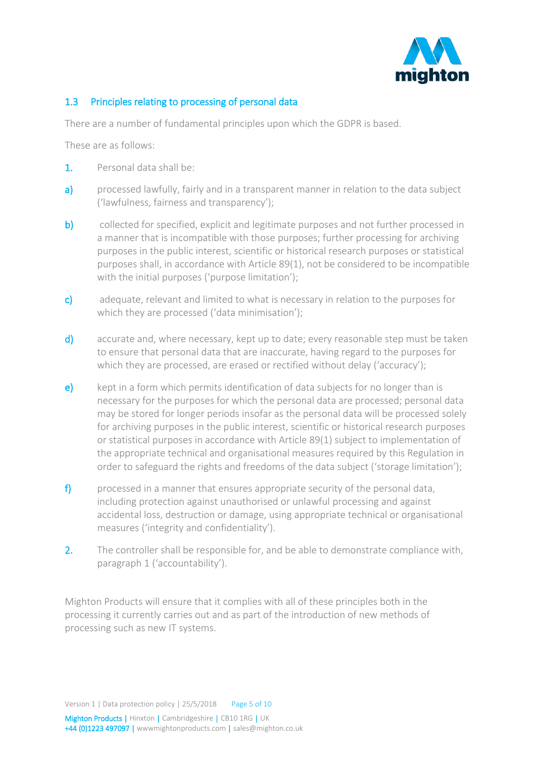## 1.3 Principles relating to processing of personal data

There are a number of fundamental principles upon which the GDPR is based.

These are as follows:

1. Personal data shall be:

a) processed lawfully, fairly and in a transparent manner in relation to the data subject ('lawfulness, fairness and transparency');

b) collected for specified, explicit and legitimate purposes and not further processed in a manner that is incompatible with those purposes; further processing for archiving purposes in the public interest, scientific or historical research purposes or statistical purposes shall, in accordance with Article 89(1), not be considered to be incompatible with the initial purposes ('purpose limitation');

c) adequate, relevant and limited to what is necessary in relation to the purposes for which they are processed ('data minimisation');

d) accurate and, where necessary, kept up to date; every reasonable step must be taken to ensure that personal data that are inaccurate, having regard to the purposes for which they are processed, are erased or rectified without delay ('accuracy');

e) kept in a form which permits identification of data subjects for no longer than is necessary for the purposes for which the personal data are processed; personal data may be stored for longer periods insofar as the personal data will be processed solely for archiving purposes in the public interest, scientific or historical research purposes or statistical purposes in accordance with Article 89(1) subject to implementation of the appropriate technical and organisational measures required by this Regulation in order to safeguard the rights and freedoms of the data subject ('storage limitation');

f) processed in a manner that ensures appropriate security of the personal data, including protection against unauthorised or unlawful processing and against accidental loss, destruction or damage, using appropriate technical or organisational measures ('integrity and confidentiality').

2. The controller shall be responsible for, and be able to demonstrate compliance with, paragraph 1 ('accountability').

Mighton Products will ensure that it complies with all of these principles both in the processing it currently carries out and as part of the introduction of new methods of processing such as new IT systems.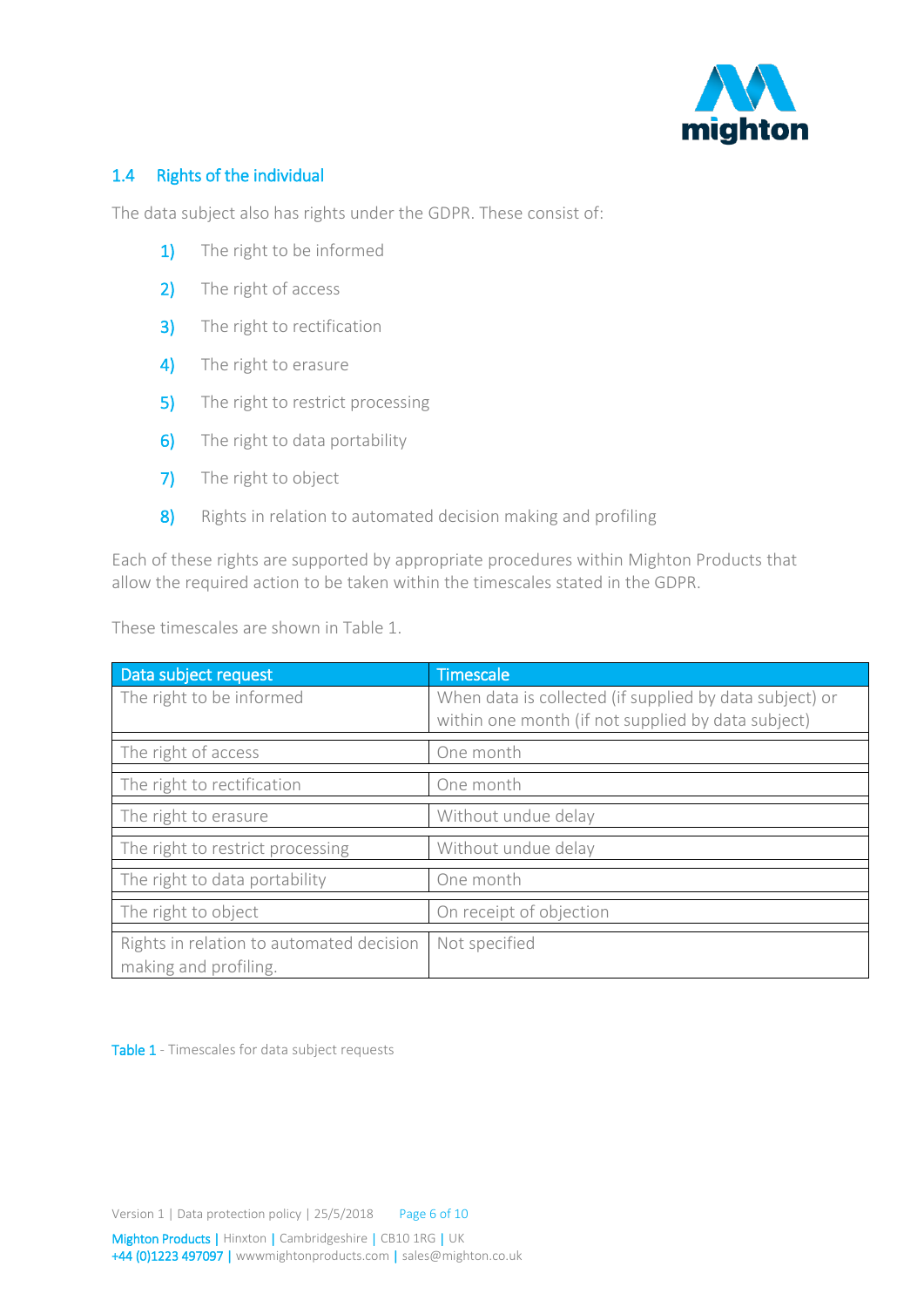## 1.4 Rights of the individual

The data subject also has rights under the GDPR. These consist of:

1) The right to be informed
2) The right of access
3) The right to rectification
4) The right to erasure
5) The right to restrict processing
6) The right to data portability
7) The right to object
8) Rights in relation to automated decision making and profiling

Each of these rights are supported by appropriate procedures within Mighton Products that allow the required action to be taken within the timescales stated in the GDPR.

These timescales are shown in Table 1.

| Data subject request | Timescale |
|---|---|
| The right to be informed | When data is collected (if supplied by data subject) or within one month (if not supplied by data subject) |
| The right of access | One month |
| The right to rectification | One month |
| The right to erasure | Without undue delay |
| The right to restrict processing | Without undue delay |
| The right to data portability | One month |
| The right to object | On receipt of objection |
| Rights in relation to automated decision making and profiling. | Not specified |

Table 1 - Timescales for data subject requests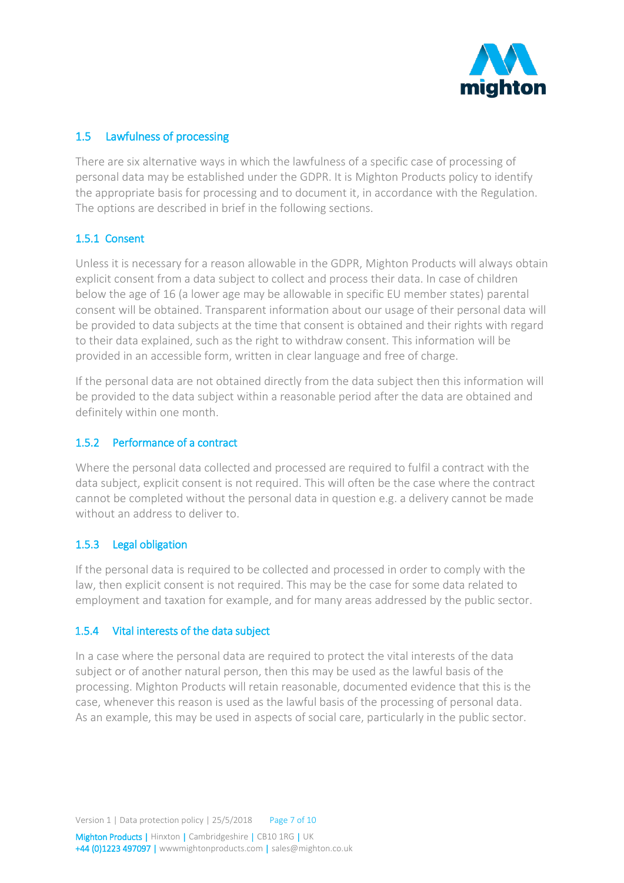## 1.5 Lawfulness of processing

There are six alternative ways in which the lawfulness of a specific case of processing of personal data may be established under the GDPR. It is Mighton Products policy to identify the appropriate basis for processing and to document it, in accordance with the Regulation. The options are described in brief in the following sections.

### 1.5.1 Consent

Unless it is necessary for a reason allowable in the GDPR, Mighton Products will always obtain explicit consent from a data subject to collect and process their data. In case of children below the age of 16 (a lower age may be allowable in specific EU member states) parental consent will be obtained. Transparent information about our usage of their personal data will be provided to data subjects at the time that consent is obtained and their rights with regard to their data explained, such as the right to withdraw consent. This information will be provided in an accessible form, written in clear language and free of charge.

If the personal data are not obtained directly from the data subject then this information will be provided to the data subject within a reasonable period after the data are obtained and definitely within one month.

### 1.5.2 Performance of a contract

Where the personal data collected and processed are required to fulfil a contract with the data subject, explicit consent is not required. This will often be the case where the contract cannot be completed without the personal data in question e.g. a delivery cannot be made without an address to deliver to.

### 1.5.3 Legal obligation

If the personal data is required to be collected and processed in order to comply with the law, then explicit consent is not required. This may be the case for some data related to employment and taxation for example, and for many areas addressed by the public sector.

### 1.5.4 Vital interests of the data subject

In a case where the personal data are required to protect the vital interests of the data subject or of another natural person, then this may be used as the lawful basis of the processing. Mighton Products will retain reasonable, documented evidence that this is the case, whenever this reason is used as the lawful basis of the processing of personal data. As an example, this may be used in aspects of social care, particularly in the public sector.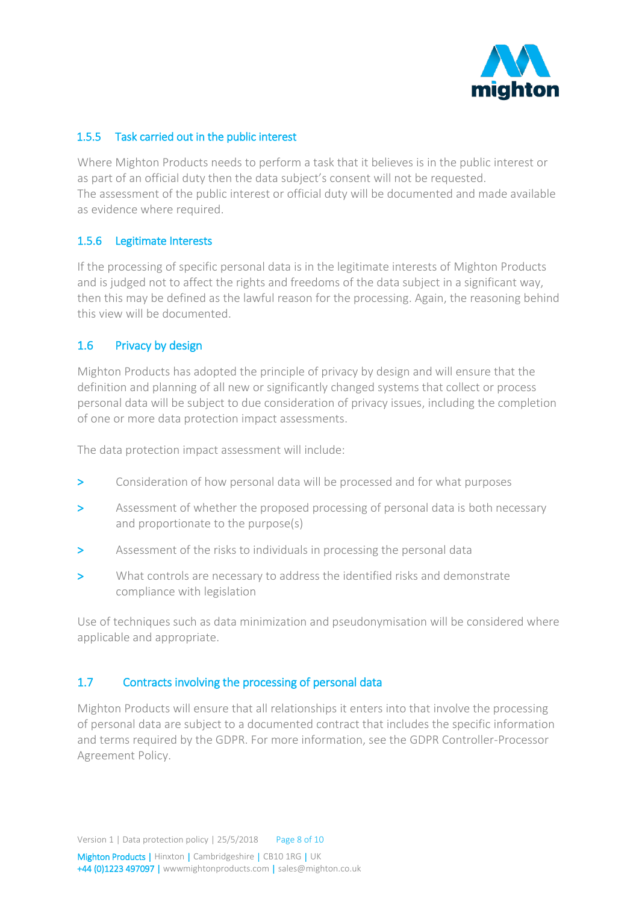### 1.5.5 Task carried out in the public interest

Where Mighton Products needs to perform a task that it believes is in the public interest or as part of an official duty then the data subject's consent will not be requested.
The assessment of the public interest or official duty will be documented and made available as evidence where required.

### 1.5.6 Legitimate Interests

If the processing of specific personal data is in the legitimate interests of Mighton Products and is judged not to affect the rights and freedoms of the data subject in a significant way, then this may be defined as the lawful reason for the processing. Again, the reasoning behind this view will be documented.

## 1.6 Privacy by design

Mighton Products has adopted the principle of privacy by design and will ensure that the definition and planning of all new or significantly changed systems that collect or process personal data will be subject to due consideration of privacy issues, including the completion of one or more data protection impact assessments.

The data protection impact assessment will include:

- Consideration of how personal data will be processed and for what purposes
- Assessment of whether the proposed processing of personal data is both necessary and proportionate to the purpose(s)
- Assessment of the risks to individuals in processing the personal data
- What controls are necessary to address the identified risks and demonstrate compliance with legislation

Use of techniques such as data minimization and pseudonymisation will be considered where applicable and appropriate.

## 1.7 Contracts involving the processing of personal data

Mighton Products will ensure that all relationships it enters into that involve the processing of personal data are subject to a documented contract that includes the specific information and terms required by the GDPR. For more information, see the GDPR Controller-Processor Agreement Policy.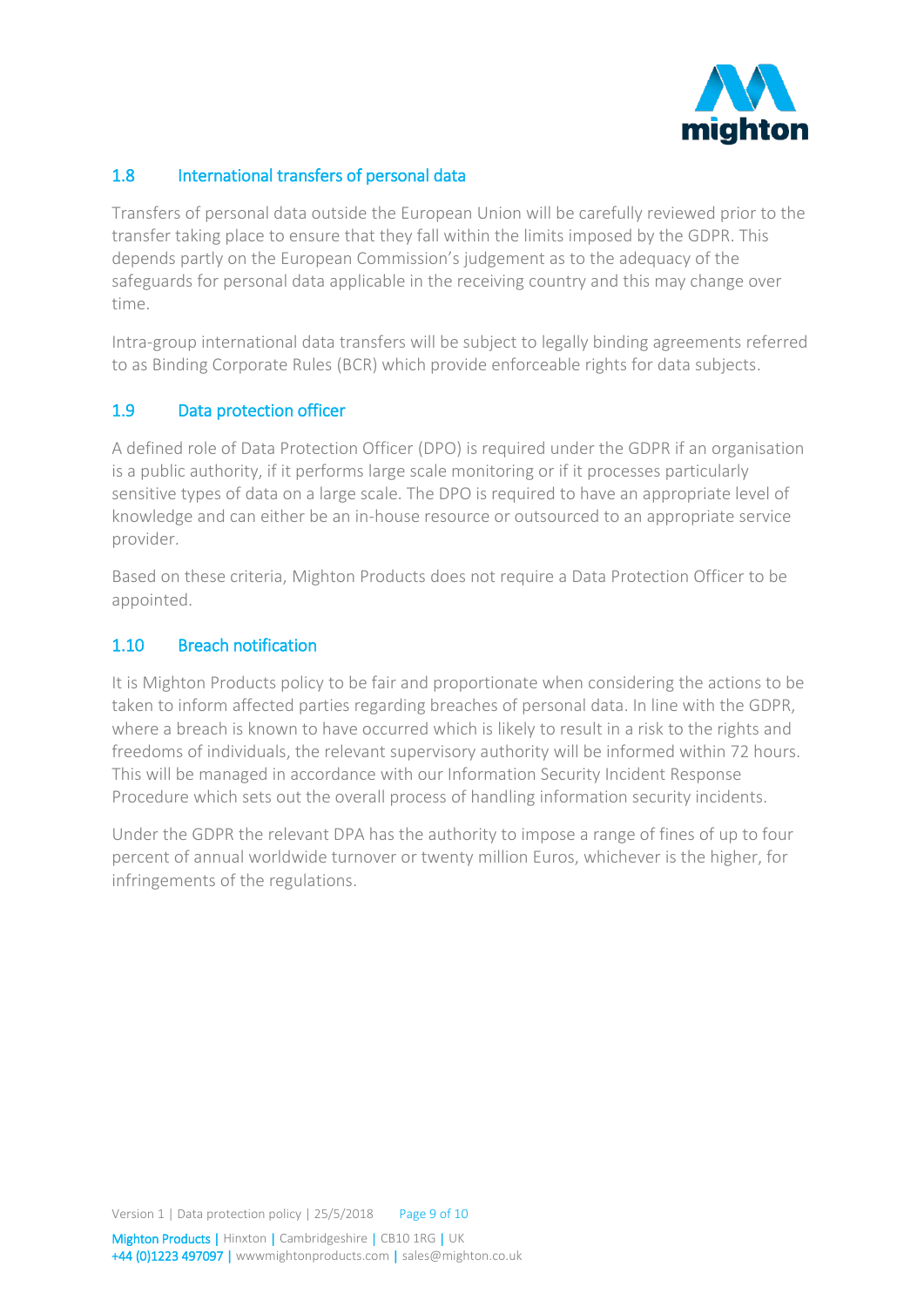## 1.8 International transfers of personal data

Transfers of personal data outside the European Union will be carefully reviewed prior to the transfer taking place to ensure that they fall within the limits imposed by the GDPR. This depends partly on the European Commission's judgement as to the adequacy of the safeguards for personal data applicable in the receiving country and this may change over time.

Intra-group international data transfers will be subject to legally binding agreements referred to as Binding Corporate Rules (BCR) which provide enforceable rights for data subjects.

## 1.9 Data protection officer

A defined role of Data Protection Officer (DPO) is required under the GDPR if an organisation is a public authority, if it performs large scale monitoring or if it processes particularly sensitive types of data on a large scale. The DPO is required to have an appropriate level of knowledge and can either be an in-house resource or outsourced to an appropriate service provider.

Based on these criteria, Mighton Products does not require a Data Protection Officer to be appointed.

## 1.10 Breach notification

It is Mighton Products policy to be fair and proportionate when considering the actions to be taken to inform affected parties regarding breaches of personal data. In line with the GDPR, where a breach is known to have occurred which is likely to result in a risk to the rights and freedoms of individuals, the relevant supervisory authority will be informed within 72 hours. This will be managed in accordance with our Information Security Incident Response Procedure which sets out the overall process of handling information security incidents.

Under the GDPR the relevant DPA has the authority to impose a range of fines of up to four percent of annual worldwide turnover or twenty million Euros, whichever is the higher, for infringements of the regulations.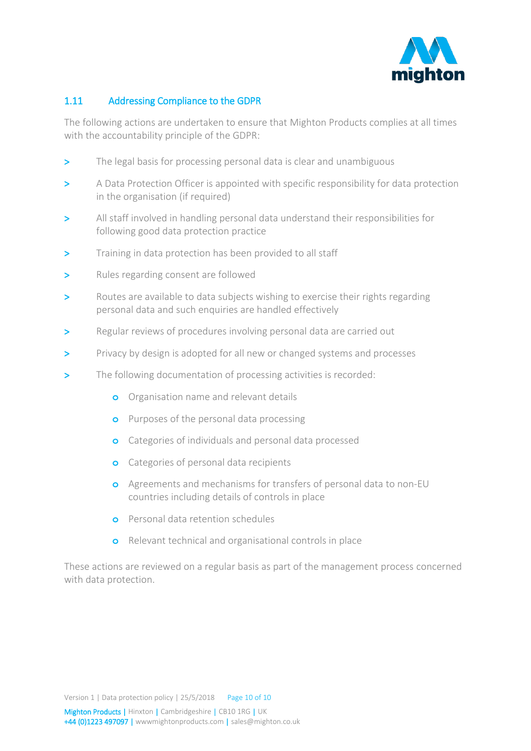## 1.11 Addressing Compliance to the GDPR

The following actions are undertaken to ensure that Mighton Products complies at all times with the accountability principle of the GDPR:

- The legal basis for processing personal data is clear and unambiguous
- A Data Protection Officer is appointed with specific responsibility for data protection in the organisation (if required)
- All staff involved in handling personal data understand their responsibilities for following good data protection practice
- Training in data protection has been provided to all staff
- Rules regarding consent are followed
- Routes are available to data subjects wishing to exercise their rights regarding personal data and such enquiries are handled effectively
- Regular reviews of procedures involving personal data are carried out
- Privacy by design is adopted for all new or changed systems and processes
- The following documentation of processing activities is recorded:
  - Organisation name and relevant details
  - Purposes of the personal data processing
  - Categories of individuals and personal data processed
  - Categories of personal data recipients
  - Agreements and mechanisms for transfers of personal data to non-EU countries including details of controls in place
  - Personal data retention schedules
  - Relevant technical and organisational controls in place

These actions are reviewed on a regular basis as part of the management process concerned with data protection.